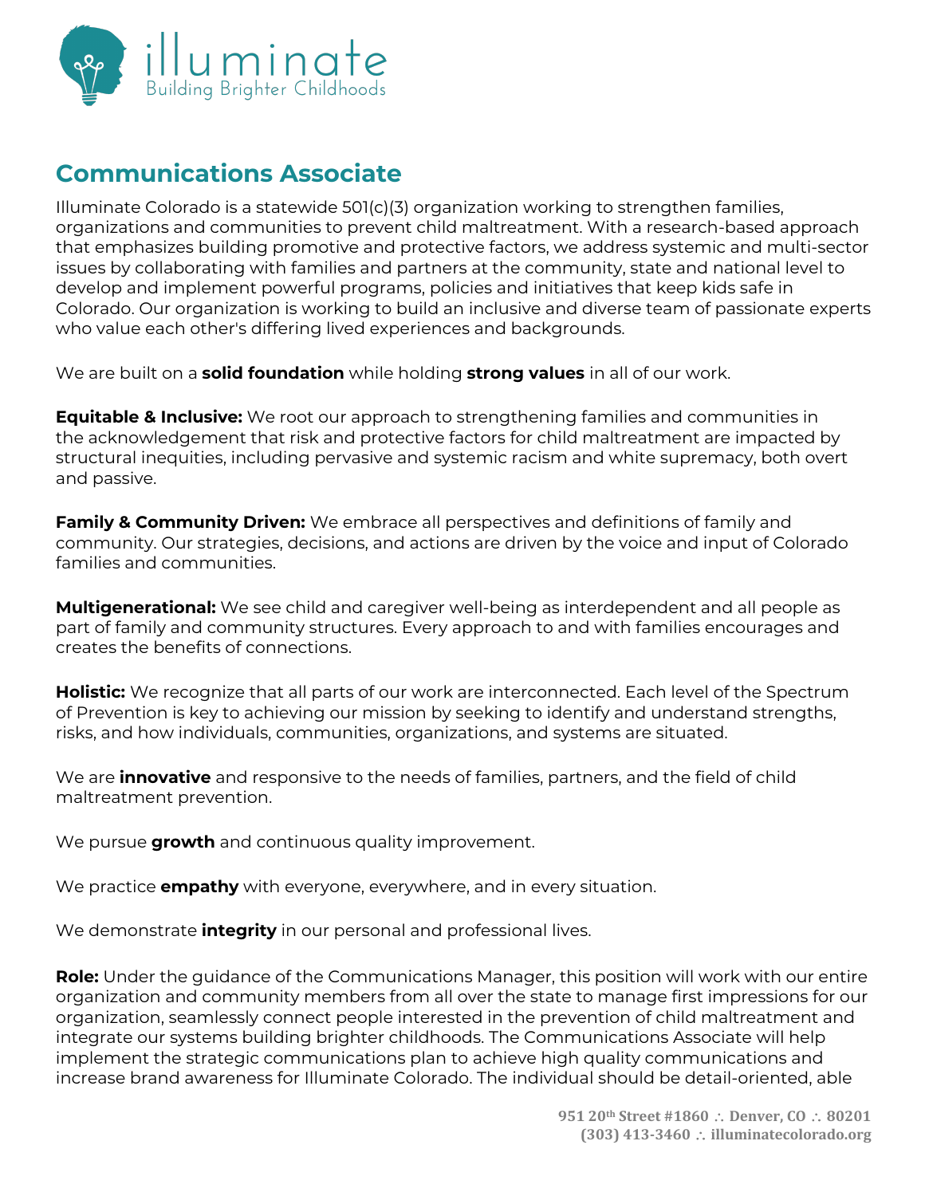illuminate
Building Brighter Childhoods

## Communications Associate

Illuminate Colorado is a statewide 501(c)(3) organization working to strengthen families, organizations and communities to prevent child maltreatment. With a research-based approach that emphasizes building promotive and protective factors, we address systemic and multi-sector issues by collaborating with families and partners at the community, state and national level to develop and implement powerful programs, policies and initiatives that keep kids safe in Colorado. Our organization is working to build an inclusive and diverse team of passionate experts who value each other's differing lived experiences and backgrounds.

We are built on a **solid foundation** while holding **strong values** in all of our work.

**Equitable & Inclusive:** We root our approach to strengthening families and communities in the acknowledgement that risk and protective factors for child maltreatment are impacted by structural inequities, including pervasive and systemic racism and white supremacy, both overt and passive.

**Family & Community Driven:** We embrace all perspectives and definitions of family and community. Our strategies, decisions, and actions are driven by the voice and input of Colorado families and communities.

**Multigenerational:** We see child and caregiver well-being as interdependent and all people as part of family and community structures. Every approach to and with families encourages and creates the benefits of connections.

**Holistic:** We recognize that all parts of our work are interconnected. Each level of the Spectrum of Prevention is key to achieving our mission by seeking to identify and understand strengths, risks, and how individuals, communities, organizations, and systems are situated.

We are **innovative** and responsive to the needs of families, partners, and the field of child maltreatment prevention.

We pursue **growth** and continuous quality improvement.

We practice **empathy** with everyone, everywhere, and in every situation.

We demonstrate **integrity** in our personal and professional lives.

**Role:** Under the guidance of the Communications Manager, this position will work with our entire organization and community members from all over the state to manage first impressions for our organization, seamlessly connect people interested in the prevention of child maltreatment and integrate our systems building brighter childhoods. The Communications Associate will help implement the strategic communications plan to achieve high quality communications and increase brand awareness for Illuminate Colorado. The individual should be detail-oriented, able

951 20th Street #1860 ∴ Denver, CO ∴ 80201
(303) 413-3460 ∴ illuminatecolorado.org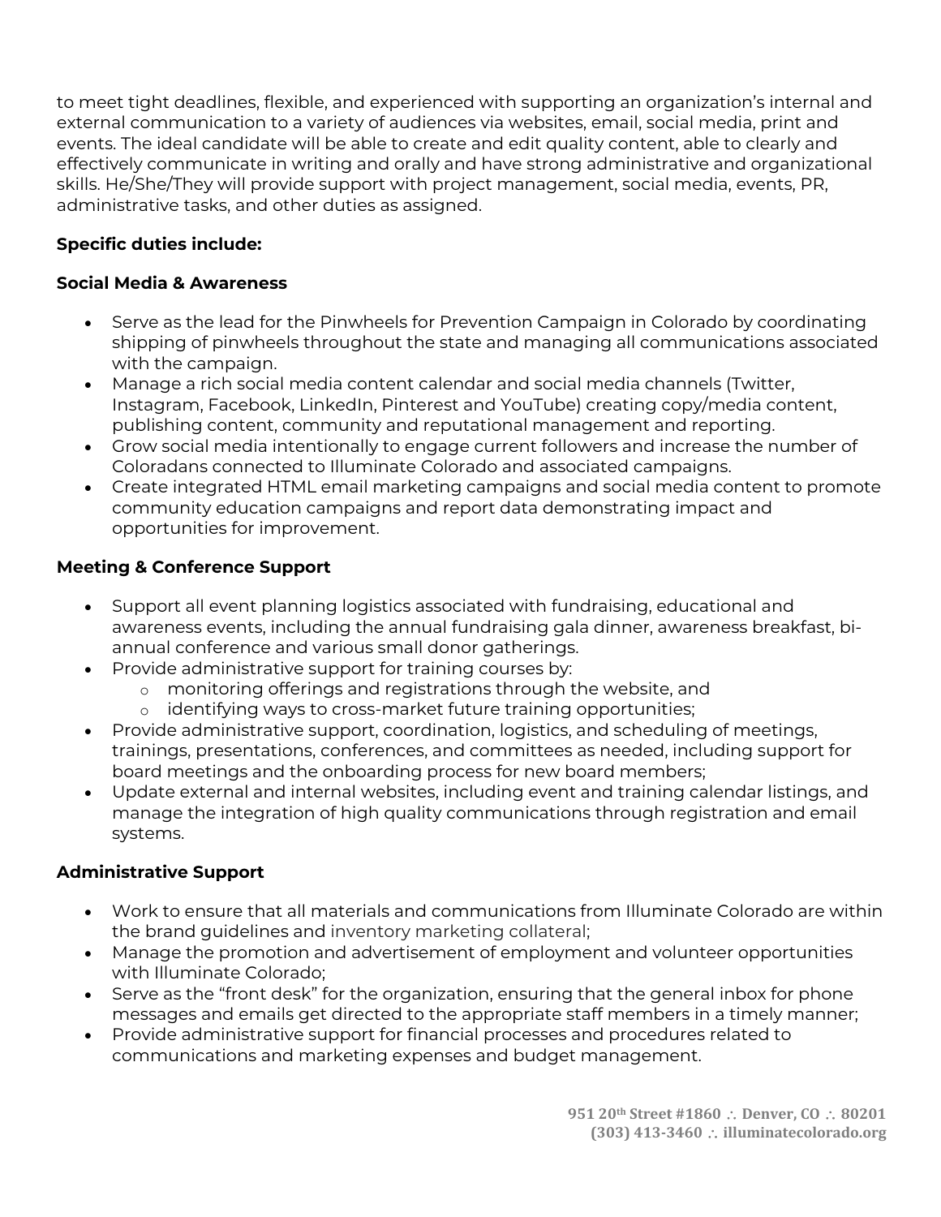to meet tight deadlines, flexible, and experienced with supporting an organization's internal and external communication to a variety of audiences via websites, email, social media, print and events. The ideal candidate will be able to create and edit quality content, able to clearly and effectively communicate in writing and orally and have strong administrative and organizational skills. He/She/They will provide support with project management, social media, events, PR, administrative tasks, and other duties as assigned.

**Specific duties include:**

**Social Media & Awareness**

- Serve as the lead for the Pinwheels for Prevention Campaign in Colorado by coordinating shipping of pinwheels throughout the state and managing all communications associated with the campaign.
- Manage a rich social media content calendar and social media channels (Twitter, Instagram, Facebook, LinkedIn, Pinterest and YouTube) creating copy/media content, publishing content, community and reputational management and reporting.
- Grow social media intentionally to engage current followers and increase the number of Coloradans connected to Illuminate Colorado and associated campaigns.
- Create integrated HTML email marketing campaigns and social media content to promote community education campaigns and report data demonstrating impact and opportunities for improvement.

**Meeting & Conference Support**

- Support all event planning logistics associated with fundraising, educational and awareness events, including the annual fundraising gala dinner, awareness breakfast, bi-annual conference and various small donor gatherings.
- Provide administrative support for training courses by:
    - monitoring offerings and registrations through the website, and
    - identifying ways to cross-market future training opportunities;
- Provide administrative support, coordination, logistics, and scheduling of meetings, trainings, presentations, conferences, and committees as needed, including support for board meetings and the onboarding process for new board members;
- Update external and internal websites, including event and training calendar listings, and manage the integration of high quality communications through registration and email systems.

**Administrative Support**

- Work to ensure that all materials and communications from Illuminate Colorado are within the brand guidelines and inventory marketing collateral;
- Manage the promotion and advertisement of employment and volunteer opportunities with Illuminate Colorado;
- Serve as the "front desk" for the organization, ensuring that the general inbox for phone messages and emails get directed to the appropriate staff members in a timely manner;
- Provide administrative support for financial processes and procedures related to communications and marketing expenses and budget management.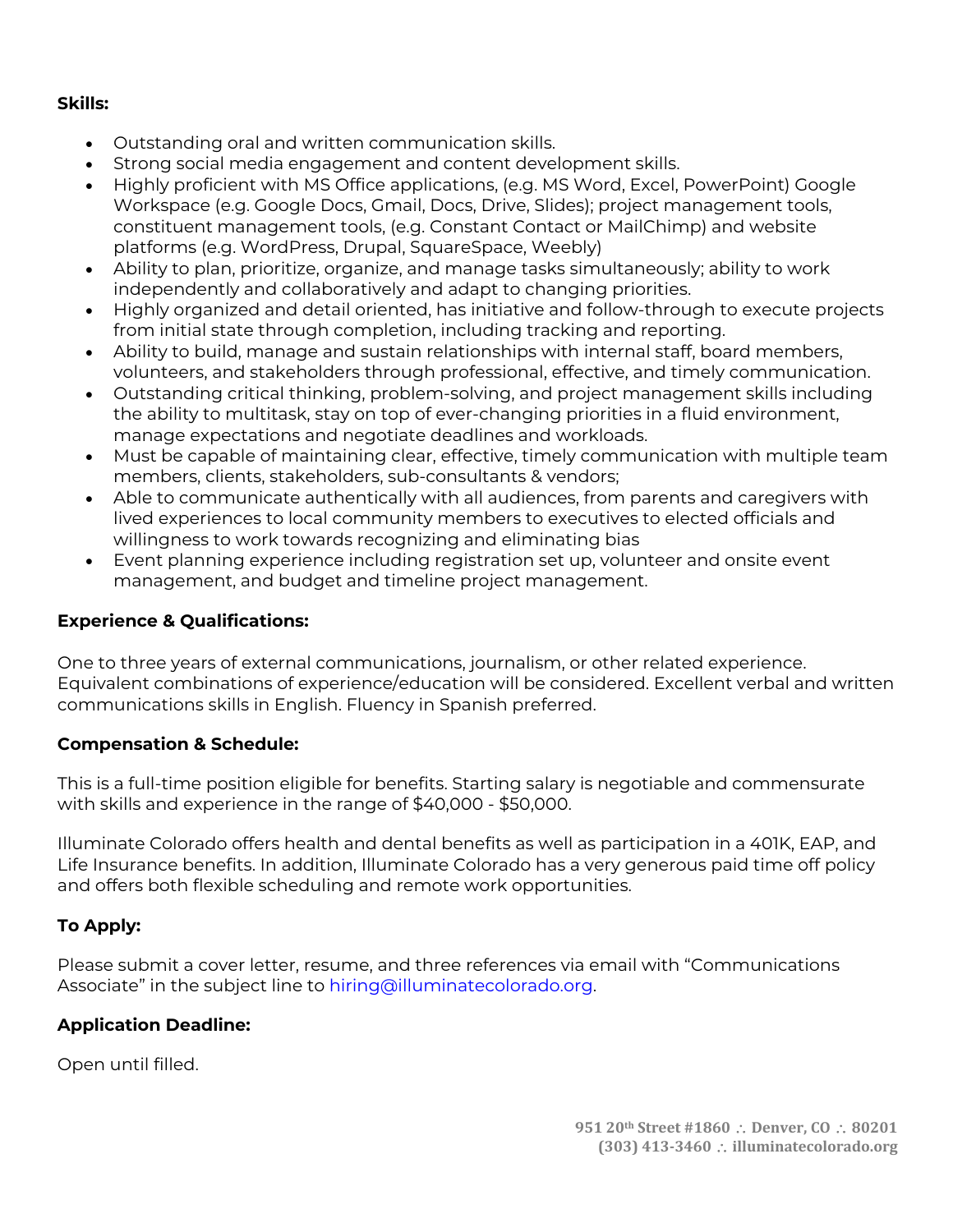**Skills:**

- Outstanding oral and written communication skills.
- Strong social media engagement and content development skills.
- Highly proficient with MS Office applications, (e.g. MS Word, Excel, PowerPoint) Google Workspace (e.g. Google Docs, Gmail, Docs, Drive, Slides); project management tools, constituent management tools, (e.g. Constant Contact or MailChimp) and website platforms (e.g. WordPress, Drupal, SquareSpace, Weebly)
- Ability to plan, prioritize, organize, and manage tasks simultaneously; ability to work independently and collaboratively and adapt to changing priorities.
- Highly organized and detail oriented, has initiative and follow-through to execute projects from initial state through completion, including tracking and reporting.
- Ability to build, manage and sustain relationships with internal staff, board members, volunteers, and stakeholders through professional, effective, and timely communication.
- Outstanding critical thinking, problem-solving, and project management skills including the ability to multitask, stay on top of ever-changing priorities in a fluid environment, manage expectations and negotiate deadlines and workloads.
- Must be capable of maintaining clear, effective, timely communication with multiple team members, clients, stakeholders, sub-consultants & vendors;
- Able to communicate authentically with all audiences, from parents and caregivers with lived experiences to local community members to executives to elected officials and willingness to work towards recognizing and eliminating bias
- Event planning experience including registration set up, volunteer and onsite event management, and budget and timeline project management.

**Experience & Qualifications:**

One to three years of external communications, journalism, or other related experience. Equivalent combinations of experience/education will be considered. Excellent verbal and written communications skills in English. Fluency in Spanish preferred.

**Compensation & Schedule:**

This is a full-time position eligible for benefits. Starting salary is negotiable and commensurate with skills and experience in the range of $40,000 - $50,000.

Illuminate Colorado offers health and dental benefits as well as participation in a 401K, EAP, and Life Insurance benefits. In addition, Illuminate Colorado has a very generous paid time off policy and offers both flexible scheduling and remote work opportunities.

**To Apply:**

Please submit a cover letter, resume, and three references via email with "Communications Associate" in the subject line to hiring@illuminatecolorado.org.

**Application Deadline:**

Open until filled.